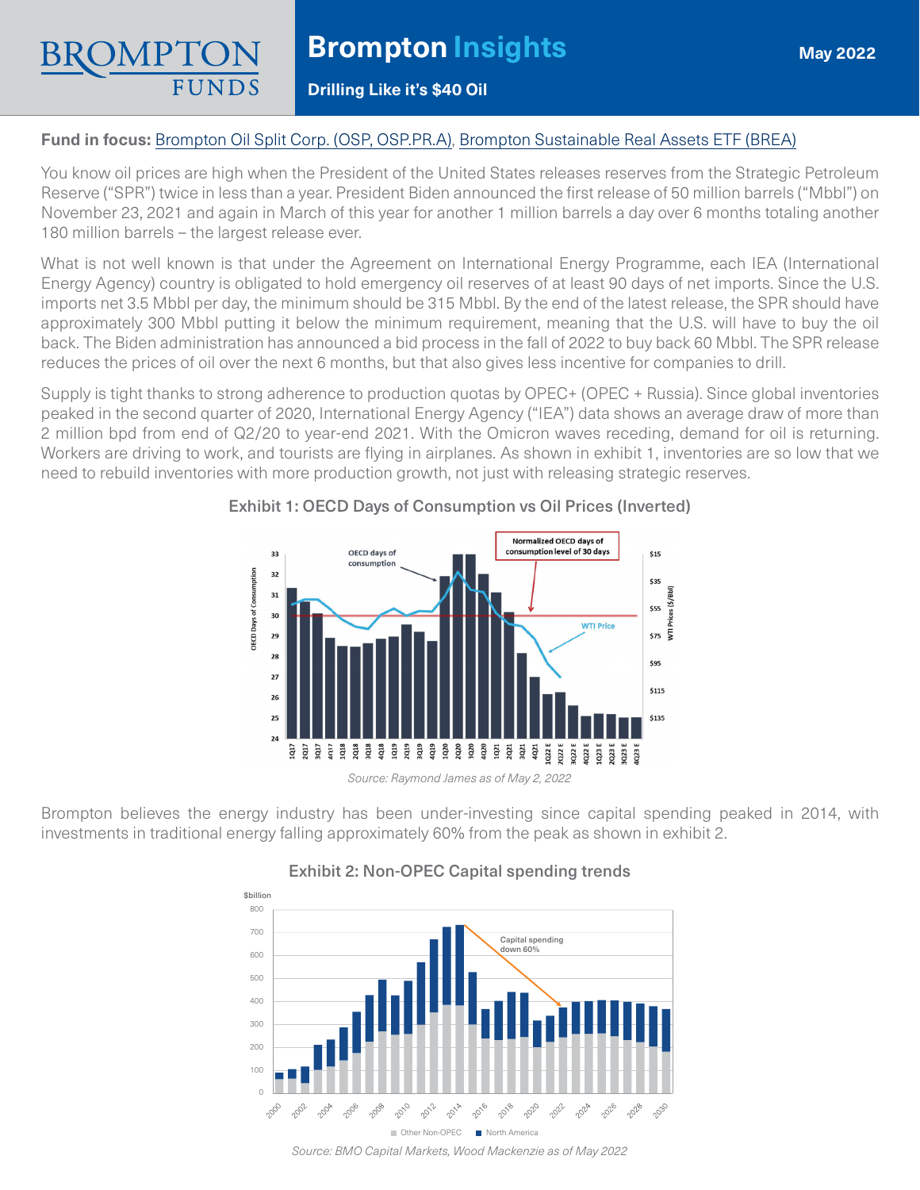# Brompton Insights

May 2022

**Drilling Like it's $40 Oil**

**Fund in focus:** Brompton Oil Split Corp. (OSP, OSP.PR.A), Brompton Sustainable Real Assets ETF (BREA)

You know oil prices are high when the President of the United States releases reserves from the Strategic Petroleum Reserve ("SPR") twice in less than a year. President Biden announced the first release of 50 million barrels ("Mbbl") on November 23, 2021 and again in March of this year for another 1 million barrels a day over 6 months totaling another 180 million barrels – the largest release ever.

What is not well known is that under the Agreement on International Energy Programme, each IEA (International Energy Agency) country is obligated to hold emergency oil reserves of at least 90 days of net imports. Since the U.S. imports net 3.5 Mbbl per day, the minimum should be 315 Mbbl. By the end of the latest release, the SPR should have approximately 300 Mbbl putting it below the minimum requirement, meaning that the U.S. will have to buy the oil back. The Biden administration has announced a bid process in the fall of 2022 to buy back 60 Mbbl. The SPR release reduces the prices of oil over the next 6 months, but that also gives less incentive for companies to drill.

Supply is tight thanks to strong adherence to production quotas by OPEC+ (OPEC + Russia). Since global inventories peaked in the second quarter of 2020, International Energy Agency ("IEA") data shows an average draw of more than 2 million bpd from end of Q2/20 to year-end 2021. With the Omicron waves receding, demand for oil is returning. Workers are driving to work, and tourists are flying in airplanes. As shown in exhibit 1, inventories are so low that we need to rebuild inventories with more production growth, not just with releasing strategic reserves.

**Exhibit 1: OECD Days of Consumption vs Oil Prices (Inverted)**

*Source: Raymond James as of May 2, 2022*

Brompton believes the energy industry has been under-investing since capital spending peaked in 2014, with investments in traditional energy falling approximately 60% from the peak as shown in exhibit 2.

**Exhibit 2: Non-OPEC Capital spending trends**

*Source: BMO Capital Markets, Wood Mackenzie as of May 2022*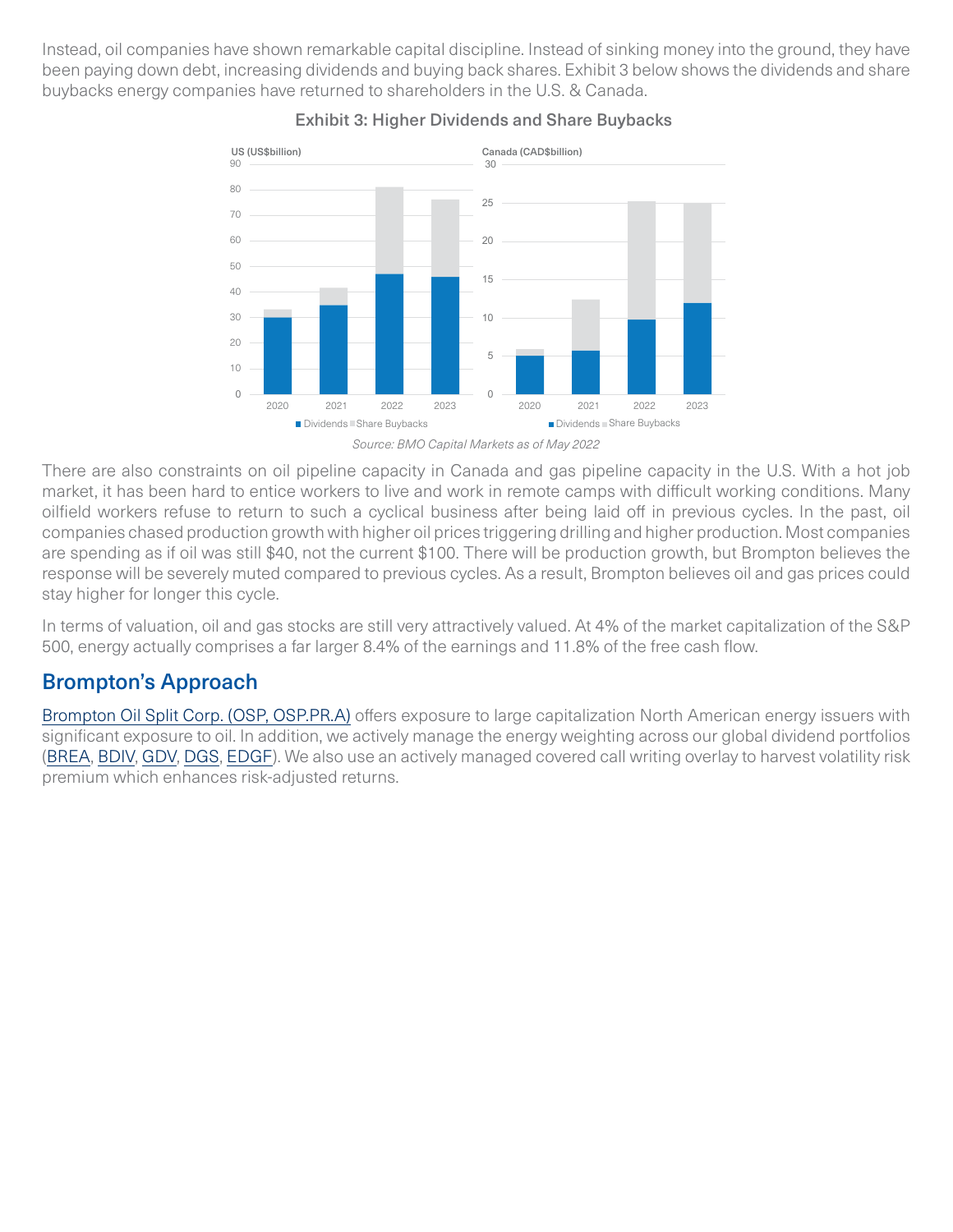Instead, oil companies have shown remarkable capital discipline. Instead of sinking money into the ground, they have been paying down debt, increasing dividends and buying back shares. Exhibit 3 below shows the dividends and share buybacks energy companies have returned to shareholders in the U.S. & Canada.

Exhibit 3: Higher Dividends and Share Buybacks

*Source: BMO Capital Markets as of May 2022*

There are also constraints on oil pipeline capacity in Canada and gas pipeline capacity in the U.S. With a hot job market, it has been hard to entice workers to live and work in remote camps with difficult working conditions. Many oilfield workers refuse to return to such a cyclical business after being laid off in previous cycles. In the past, oil companies chased production growth with higher oil prices triggering drilling and higher production. Most companies are spending as if oil was still $40, not the current $100. There will be production growth, but Brompton believes the response will be severely muted compared to previous cycles. As a result, Brompton believes oil and gas prices could stay higher for longer this cycle.

In terms of valuation, oil and gas stocks are still very attractively valued. At 4% of the market capitalization of the S&P 500, energy actually comprises a far larger 8.4% of the earnings and 11.8% of the free cash flow.

## Brompton's Approach

Brompton Oil Split Corp. (OSP, OSP.PR.A) offers exposure to large capitalization North American energy issuers with significant exposure to oil. In addition, we actively manage the energy weighting across our global dividend portfolios (BREA, BDIV, GDV, DGS, EDGF). We also use an actively managed covered call writing overlay to harvest volatility risk premium which enhances risk-adjusted returns.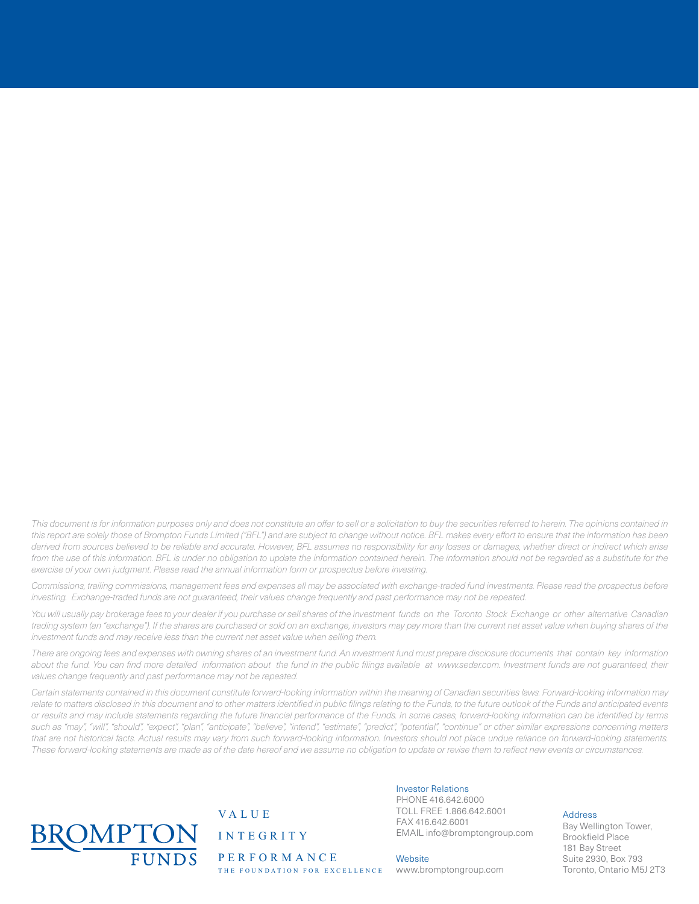*This document is for information purposes only and does not constitute an offer to sell or a solicitation to buy the securities referred to herein. The opinions contained in this report are solely those of Brompton Funds Limited ("BFL") and are subject to change without notice. BFL makes every effort to ensure that the information has been derived from sources believed to be reliable and accurate. However, BFL assumes no responsibility for any losses or damages, whether direct or indirect which arise from the use of this information. BFL is under no obligation to update the information contained herein. The information should not be regarded as a substitute for the exercise of your own judgment. Please read the annual information form or prospectus before investing.*

*Commissions, trailing commissions, management fees and expenses all may be associated with exchange-traded fund investments. Please read the prospectus before investing. Exchange-traded funds are not guaranteed, their values change frequently and past performance may not be repeated.*

*You will usually pay brokerage fees to your dealer if you purchase or sell shares of the investment funds on the Toronto Stock Exchange or other alternative Canadian trading system (an "exchange"). If the shares are purchased or sold on an exchange, investors may pay more than the current net asset value when buying shares of the investment funds and may receive less than the current net asset value when selling them.*

*There are ongoing fees and expenses with owning shares of an investment fund. An investment fund must prepare disclosure documents that contain key information about the fund. You can find more detailed information about the fund in the public filings available at www.sedar.com. Investment funds are not guaranteed, their values change frequently and past performance may not be repeated.*

*Certain statements contained in this document constitute forward-looking information within the meaning of Canadian securities laws. Forward-looking information may relate to matters disclosed in this document and to other matters identified in public filings relating to the Funds, to the future outlook of the Funds and anticipated events or results and may include statements regarding the future financial performance of the Funds. In some cases, forward-looking information can be identified by terms such as "may", "will", "should", "expect", "plan", "anticipate", "believe", "intend", "estimate", "predict", "potential", "continue" or other similar expressions concerning matters that are not historical facts. Actual results may vary from such forward-looking information. Investors should not place undue reliance on forward-looking statements. These forward-looking statements are made as of the date hereof and we assume no obligation to update or revise them to reflect new events or circumstances.*

BROMPTON FUNDS

VALUE
INTEGRITY
PERFORMANCE
THE FOUNDATION FOR EXCELLENCE

Investor Relations
PHONE 416.642.6000
TOLL FREE 1.866.642.6001
FAX 416.642.6001
EMAIL info@bromptongroup.com

Website
www.bromptongroup.com

Address
Bay Wellington Tower,
Brookfield Place
181 Bay Street
Suite 2930, Box 793
Toronto, Ontario M5J 2T3